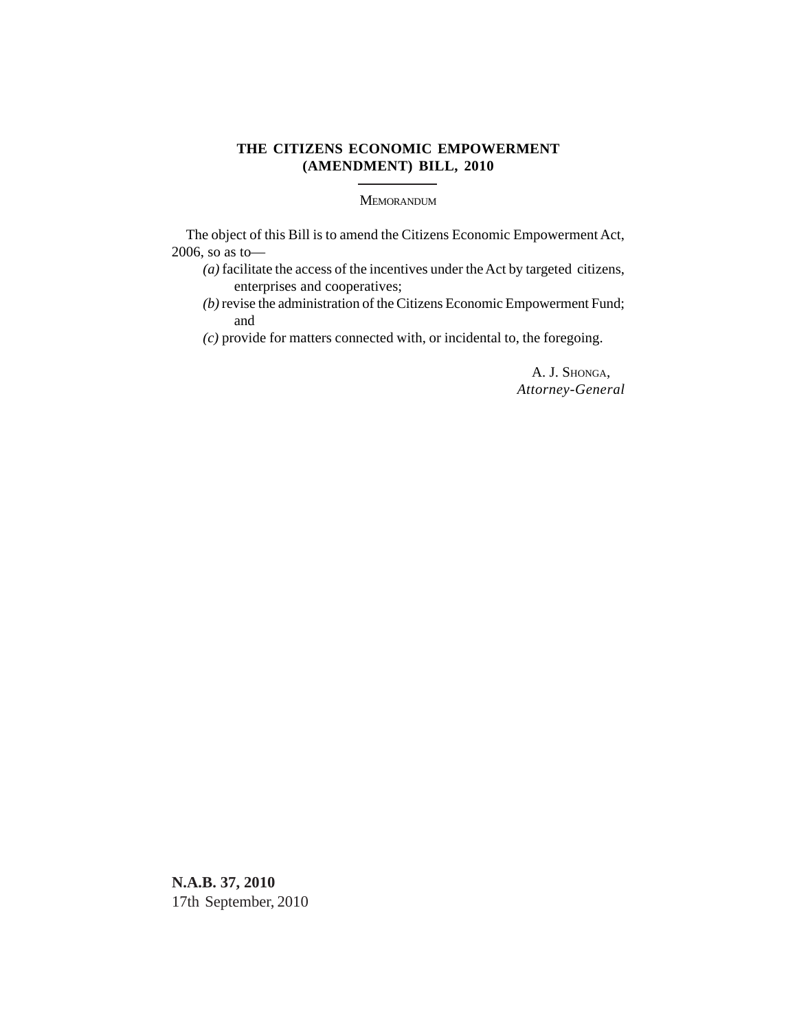# THE CITIZENS ECONOMIC EMPOWERMENT (AMENDMENT) BILL, 2010

## MEMORANDUM

The object of this Bill is to amend the Citizens Economic Empowerment Act, 2006, so as to—

*(a)* facilitate the access of the incentives under the Act by targeted citizens, enterprises and cooperatives;

*(b)* revise the administration of the Citizens Economic Empowerment Fund; and

*(c)* provide for matters connected with, or incidental to, the foregoing.

A. J. SHONGA,
*Attorney-General*

**N.A.B. 37, 2010**
17th September, 2010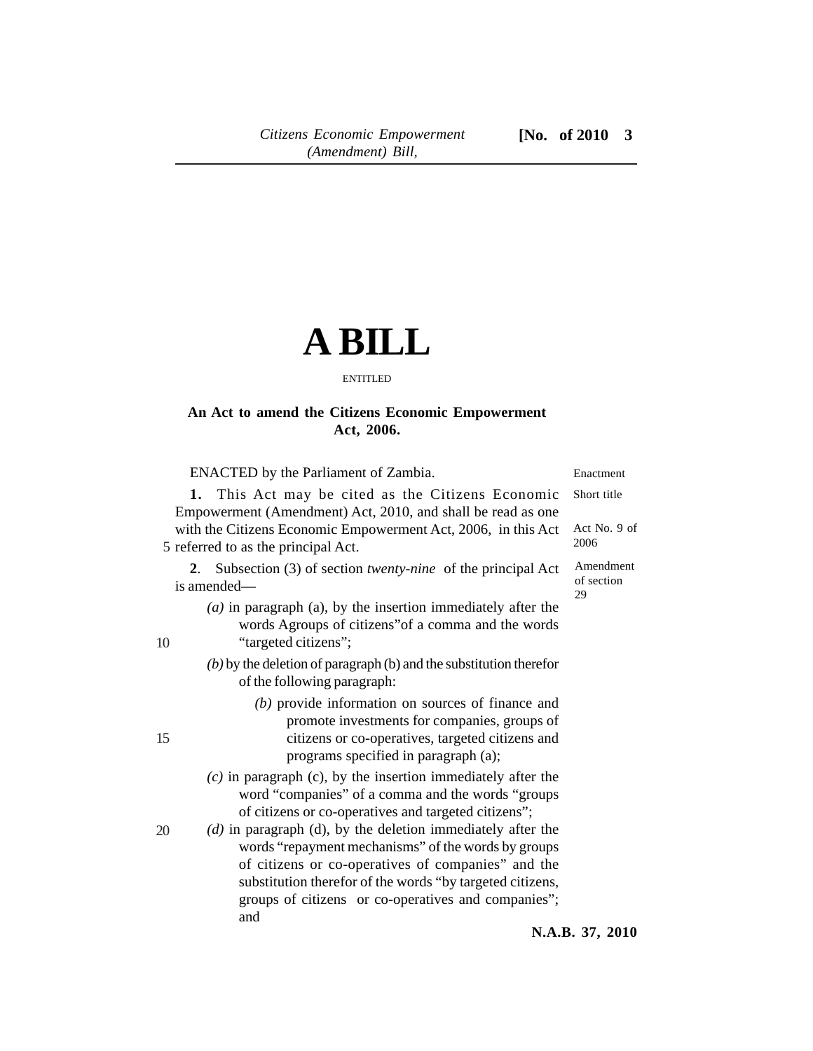# A BILL

ENTITLED

**An Act to amend the Citizens Economic Empowerment Act, 2006.**

ENACTED by the Parliament of Zambia. — Enactment

Short title

Act No. 9 of 2006

**1.** This Act may be cited as the Citizens Economic Empowerment (Amendment) Act, 2010, and shall be read as one with the Citizens Economic Empowerment Act, 2006, in this Act referred to as the principal Act.

Amendment of section 29

**2**. Subsection (3) of section *twenty-nine* of the principal Act is amended—

*(a)* in paragraph (a), by the insertion immediately after the words Agroups of citizens"of a comma and the words "targeted citizens";

*(b)* by the deletion of paragraph (b) and the substitution therefor of the following paragraph:

> *(b)* provide information on sources of finance and promote investments for companies, groups of citizens or co-operatives, targeted citizens and programs specified in paragraph (a);

*(c)* in paragraph (c), by the insertion immediately after the word "companies" of a comma and the words "groups of citizens or co-operatives and targeted citizens";

*(d)* in paragraph (d), by the deletion immediately after the words "repayment mechanisms" of the words by groups of citizens or co-operatives of companies" and the substitution therefor of the words "by targeted citizens, groups of citizens or co-operatives and companies"; and

**N.A.B. 37, 2010**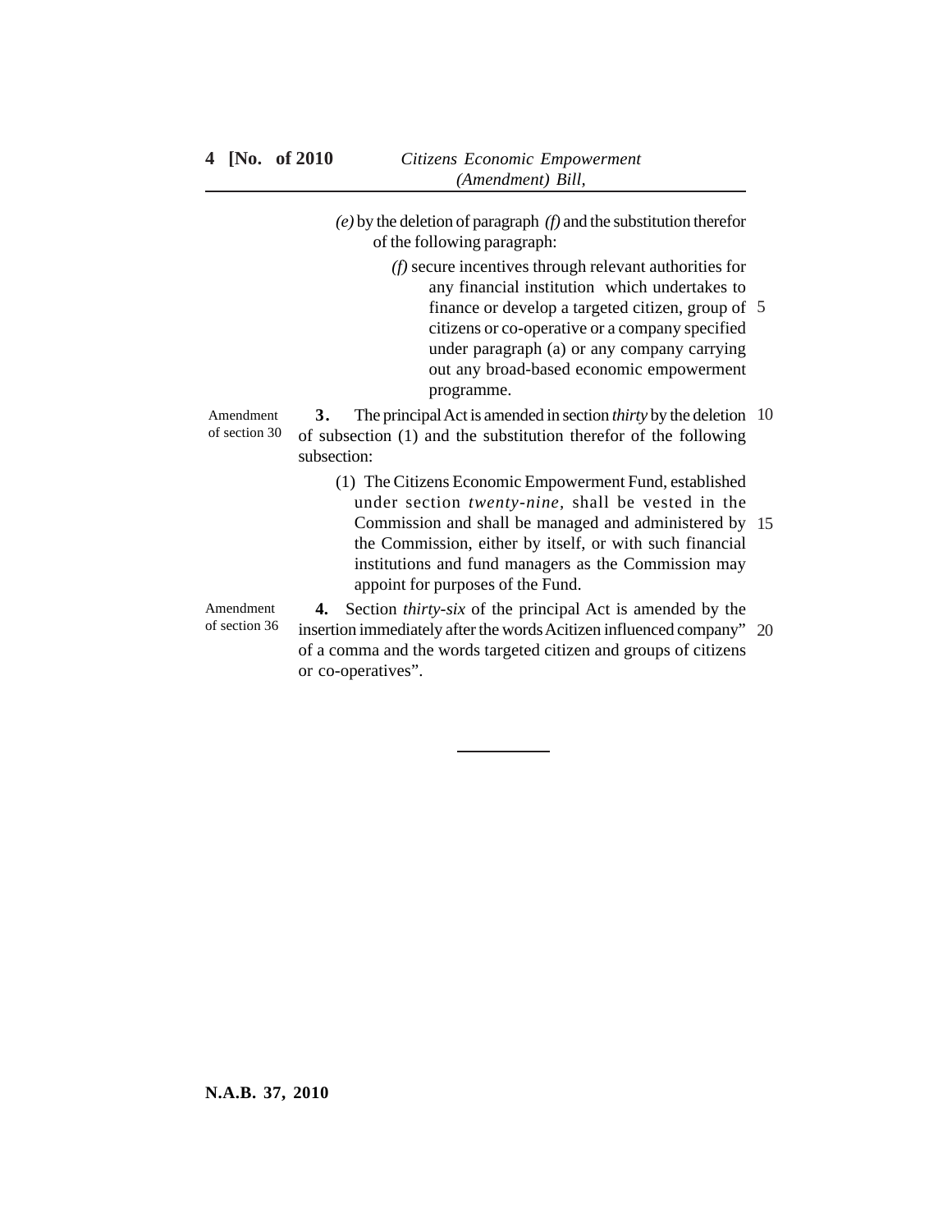(e) by the deletion of paragraph (f) and the substitution therefor of the following paragraph:

(f) secure incentives through relevant authorities for any financial institution which undertakes to finance or develop a targeted citizen, group of citizens or co-operative or a company specified under paragraph (a) or any company carrying out any broad-based economic empowerment programme.

Amendment of section 30

**3.** The principal Act is amended in section *thirty* by the deletion of subsection (1) and the substitution therefor of the following subsection:

(1) The Citizens Economic Empowerment Fund, established under section *twenty-nine*, shall be vested in the Commission and shall be managed and administered by the Commission, either by itself, or with such financial institutions and fund managers as the Commission may appoint for purposes of the Fund.

Amendment of section 36

**4.** Section *thirty-six* of the principal Act is amended by the insertion immediately after the words Acitizen influenced company" of a comma and the words targeted citizen and groups of citizens or co-operatives".

N.A.B. 37, 2010